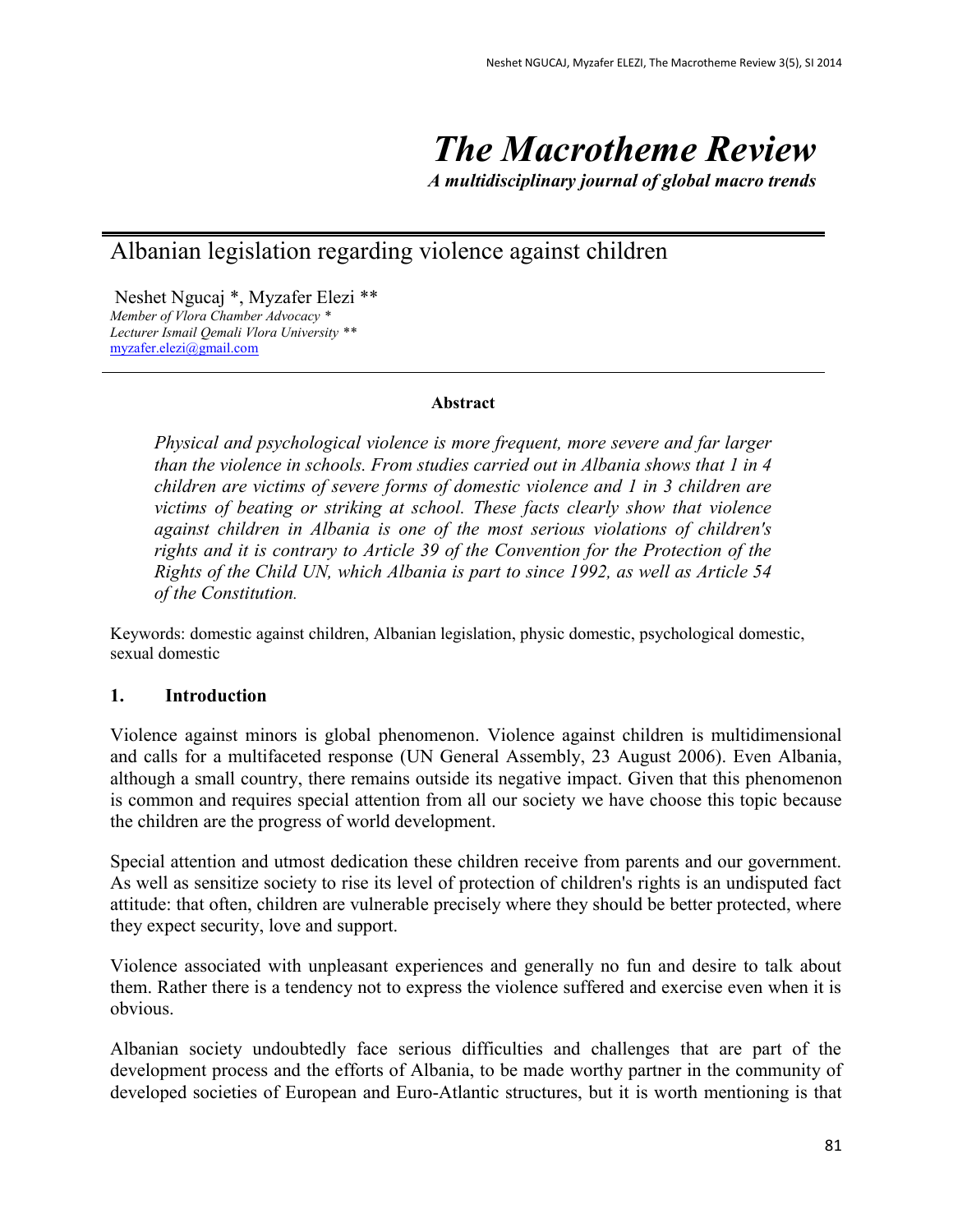# The Macrotheme Review

***A multidisciplinary journal of global macro trends***

## Albanian legislation regarding violence against children

Neshet Ngucaj *, Myzafer Elezi **

*Member of Vlora Chamber Advocacy **

*Lecturer Ismail Qemali Vlora University ***

myzafer.elezi@gmail.com

**Abstract**

*Physical and psychological violence is more frequent, more severe and far larger than the violence in schools. From studies carried out in Albania shows that 1 in 4 children are victims of severe forms of domestic violence and 1 in 3 children are victims of beating or striking at school. These facts clearly show that violence against children in Albania is one of the most serious violations of children's rights and it is contrary to Article 39 of the Convention for the Protection of the Rights of the Child UN, which Albania is part to since 1992, as well as Article 54 of the Constitution.*

Keywords: domestic against children, Albanian legislation, physic domestic, psychological domestic, sexual domestic

### 1. Introduction

Violence against minors is global phenomenon. Violence against children is multidimensional and calls for a multifaceted response (UN General Assembly, 23 August 2006). Even Albania, although a small country, there remains outside its negative impact. Given that this phenomenon is common and requires special attention from all our society we have choose this topic because the children are the progress of world development.

Special attention and utmost dedication these children receive from parents and our government. As well as sensitize society to rise its level of protection of children's rights is an undisputed fact attitude: that often, children are vulnerable precisely where they should be better protected, where they expect security, love and support.

Violence associated with unpleasant experiences and generally no fun and desire to talk about them. Rather there is a tendency not to express the violence suffered and exercise even when it is obvious.

Albanian society undoubtedly face serious difficulties and challenges that are part of the development process and the efforts of Albania, to be made worthy partner in the community of developed societies of European and Euro-Atlantic structures, but it is worth mentioning is that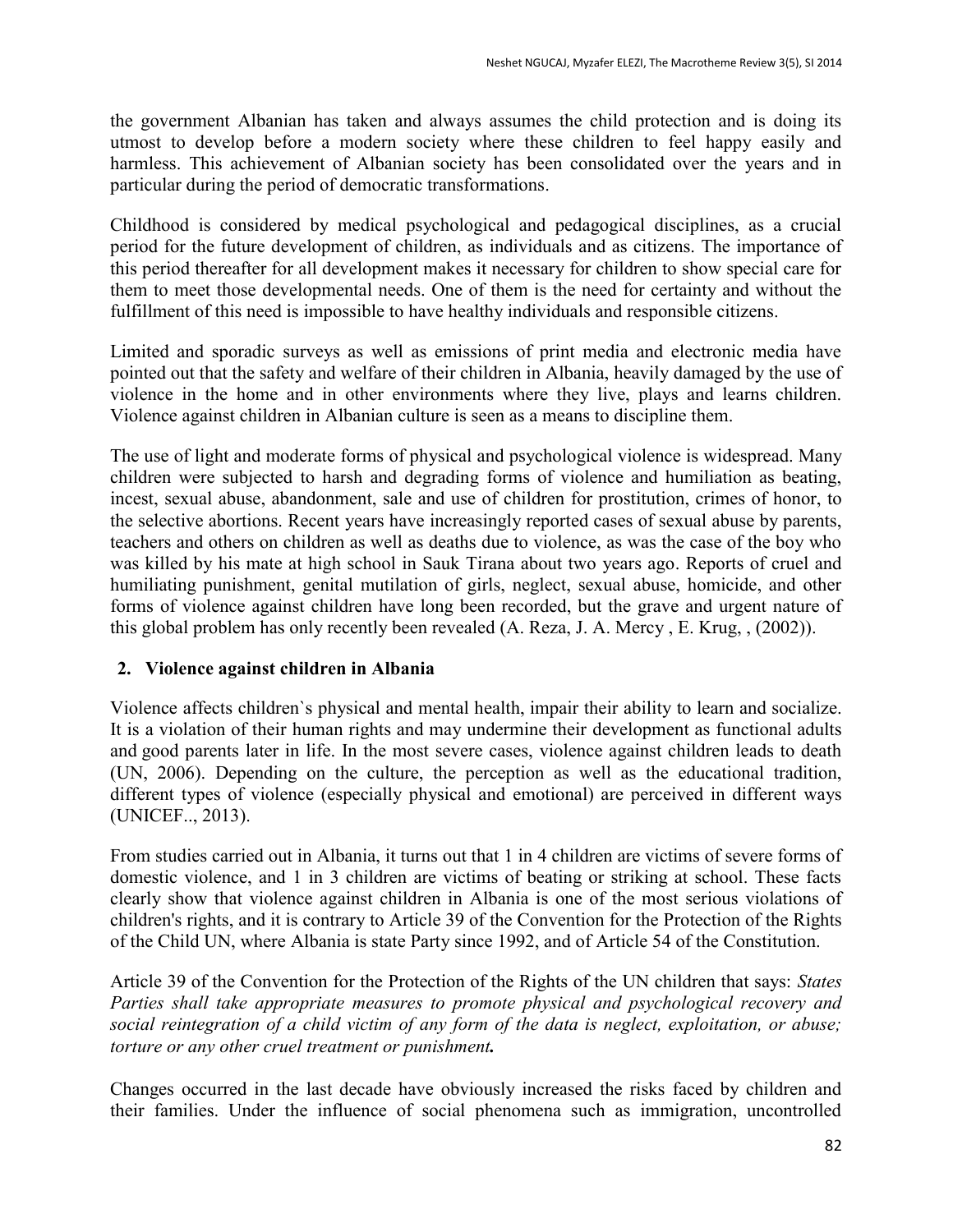the government Albanian has taken and always assumes the child protection and is doing its utmost to develop before a modern society where these children to feel happy easily and harmless. This achievement of Albanian society has been consolidated over the years and in particular during the period of democratic transformations.

Childhood is considered by medical psychological and pedagogical disciplines, as a crucial period for the future development of children, as individuals and as citizens. The importance of this period thereafter for all development makes it necessary for children to show special care for them to meet those developmental needs. One of them is the need for certainty and without the fulfillment of this need is impossible to have healthy individuals and responsible citizens.

Limited and sporadic surveys as well as emissions of print media and electronic media have pointed out that the safety and welfare of their children in Albania, heavily damaged by the use of violence in the home and in other environments where they live, plays and learns children. Violence against children in Albanian culture is seen as a means to discipline them.

The use of light and moderate forms of physical and psychological violence is widespread. Many children were subjected to harsh and degrading forms of violence and humiliation as beating, incest, sexual abuse, abandonment, sale and use of children for prostitution, crimes of honor, to the selective abortions. Recent years have increasingly reported cases of sexual abuse by parents, teachers and others on children as well as deaths due to violence, as was the case of the boy who was killed by his mate at high school in Sauk Tirana about two years ago. Reports of cruel and humiliating punishment, genital mutilation of girls, neglect, sexual abuse, homicide, and other forms of violence against children have long been recorded, but the grave and urgent nature of this global problem has only recently been revealed (A. Reza, J. A. Mercy , E. Krug, , (2002)).

## 2. Violence against children in Albania

Violence affects children`s physical and mental health, impair their ability to learn and socialize. It is a violation of their human rights and may undermine their development as functional adults and good parents later in life. In the most severe cases, violence against children leads to death (UN, 2006). Depending on the culture, the perception as well as the educational tradition, different types of violence (especially physical and emotional) are perceived in different ways (UNICEF.., 2013).

From studies carried out in Albania, it turns out that 1 in 4 children are victims of severe forms of domestic violence, and 1 in 3 children are victims of beating or striking at school. These facts clearly show that violence against children in Albania is one of the most serious violations of children's rights, and it is contrary to Article 39 of the Convention for the Protection of the Rights of the Child UN, where Albania is state Party since 1992, and of Article 54 of the Constitution.

Article 39 of the Convention for the Protection of the Rights of the UN children that says: *States Parties shall take appropriate measures to promote physical and psychological recovery and social reintegration of a child victim of any form of the data is neglect, exploitation, or abuse; torture or any other cruel treatment or punishment***.**

Changes occurred in the last decade have obviously increased the risks faced by children and their families. Under the influence of social phenomena such as immigration, uncontrolled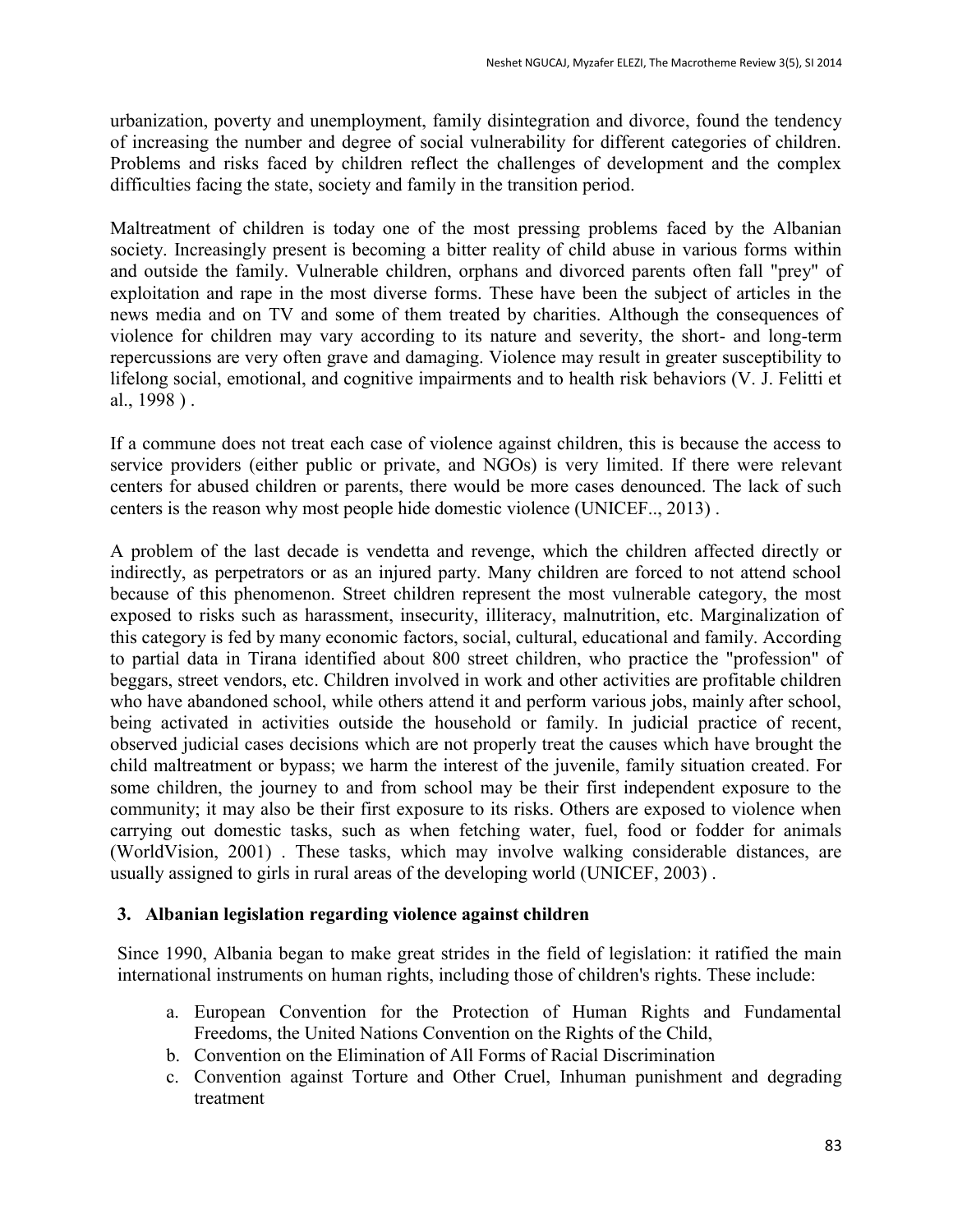urbanization, poverty and unemployment, family disintegration and divorce, found the tendency of increasing the number and degree of social vulnerability for different categories of children. Problems and risks faced by children reflect the challenges of development and the complex difficulties facing the state, society and family in the transition period.

Maltreatment of children is today one of the most pressing problems faced by the Albanian society. Increasingly present is becoming a bitter reality of child abuse in various forms within and outside the family. Vulnerable children, orphans and divorced parents often fall "prey" of exploitation and rape in the most diverse forms. These have been the subject of articles in the news media and on TV and some of them treated by charities. Although the consequences of violence for children may vary according to its nature and severity, the short- and long-term repercussions are very often grave and damaging. Violence may result in greater susceptibility to lifelong social, emotional, and cognitive impairments and to health risk behaviors (V. J. Felitti et al., 1998 ) .

If a commune does not treat each case of violence against children, this is because the access to service providers (either public or private, and NGOs) is very limited. If there were relevant centers for abused children or parents, there would be more cases denounced. The lack of such centers is the reason why most people hide domestic violence (UNICEF.., 2013) .

A problem of the last decade is vendetta and revenge, which the children affected directly or indirectly, as perpetrators or as an injured party. Many children are forced to not attend school because of this phenomenon. Street children represent the most vulnerable category, the most exposed to risks such as harassment, insecurity, illiteracy, malnutrition, etc. Marginalization of this category is fed by many economic factors, social, cultural, educational and family. According to partial data in Tirana identified about 800 street children, who practice the "profession" of beggars, street vendors, etc. Children involved in work and other activities are profitable children who have abandoned school, while others attend it and perform various jobs, mainly after school, being activated in activities outside the household or family. In judicial practice of recent, observed judicial cases decisions which are not properly treat the causes which have brought the child maltreatment or bypass; we harm the interest of the juvenile, family situation created. For some children, the journey to and from school may be their first independent exposure to the community; it may also be their first exposure to its risks. Others are exposed to violence when carrying out domestic tasks, such as when fetching water, fuel, food or fodder for animals (WorldVision, 2001) . These tasks, which may involve walking considerable distances, are usually assigned to girls in rural areas of the developing world (UNICEF, 2003) .

## 3. Albanian legislation regarding violence against children

Since 1990, Albania began to make great strides in the field of legislation: it ratified the main international instruments on human rights, including those of children's rights. These include:

a. European Convention for the Protection of Human Rights and Fundamental Freedoms, the United Nations Convention on the Rights of the Child,
b. Convention on the Elimination of All Forms of Racial Discrimination
c. Convention against Torture and Other Cruel, Inhuman punishment and degrading treatment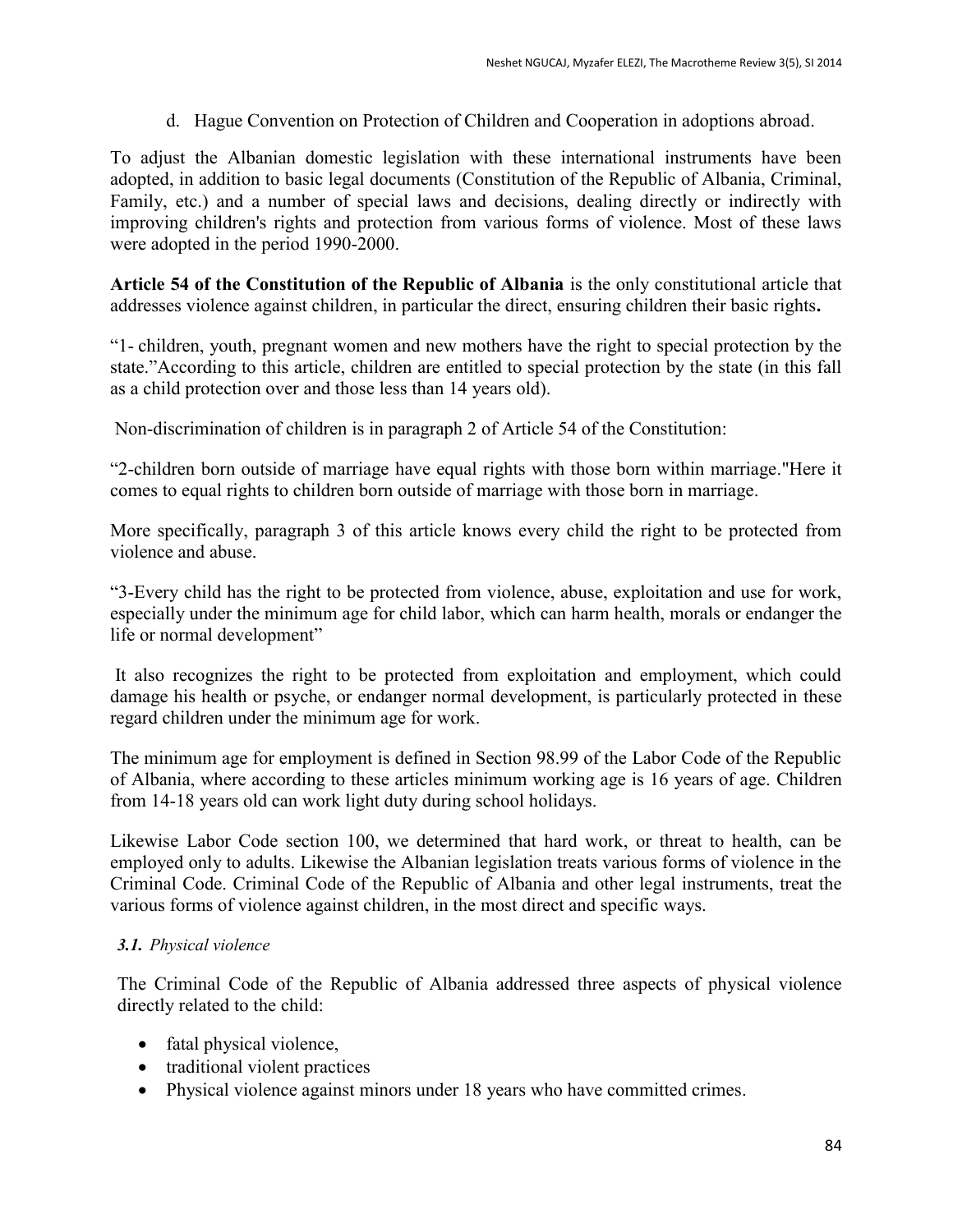d. Hague Convention on Protection of Children and Cooperation in adoptions abroad.

To adjust the Albanian domestic legislation with these international instruments have been adopted, in addition to basic legal documents (Constitution of the Republic of Albania, Criminal, Family, etc.) and a number of special laws and decisions, dealing directly or indirectly with improving children's rights and protection from various forms of violence. Most of these laws were adopted in the period 1990-2000.

**Article 54 of the Constitution of the Republic of Albania** is the only constitutional article that addresses violence against children, in particular the direct, ensuring children their basic rights**.**

“1- children, youth, pregnant women and new mothers have the right to special protection by the state.”According to this article, children are entitled to special protection by the state (in this fall as a child protection over and those less than 14 years old).

Non-discrimination of children is in paragraph 2 of Article 54 of the Constitution:

“2-children born outside of marriage have equal rights with those born within marriage."Here it comes to equal rights to children born outside of marriage with those born in marriage.

More specifically, paragraph 3 of this article knows every child the right to be protected from violence and abuse.

“3-Every child has the right to be protected from violence, abuse, exploitation and use for work, especially under the minimum age for child labor, which can harm health, morals or endanger the life or normal development”

It also recognizes the right to be protected from exploitation and employment, which could damage his health or psyche, or endanger normal development, is particularly protected in these regard children under the minimum age for work.

The minimum age for employment is defined in Section 98.99 of the Labor Code of the Republic of Albania, where according to these articles minimum working age is 16 years of age. Children from 14-18 years old can work light duty during school holidays.

Likewise Labor Code section 100, we determined that hard work, or threat to health, can be employed only to adults. Likewise the Albanian legislation treats various forms of violence in the Criminal Code. Criminal Code of the Republic of Albania and other legal instruments, treat the various forms of violence against children, in the most direct and specific ways.

### *3.1. Physical violence*

The Criminal Code of the Republic of Albania addressed three aspects of physical violence directly related to the child:

- fatal physical violence,
- traditional violent practices
- Physical violence against minors under 18 years who have committed crimes.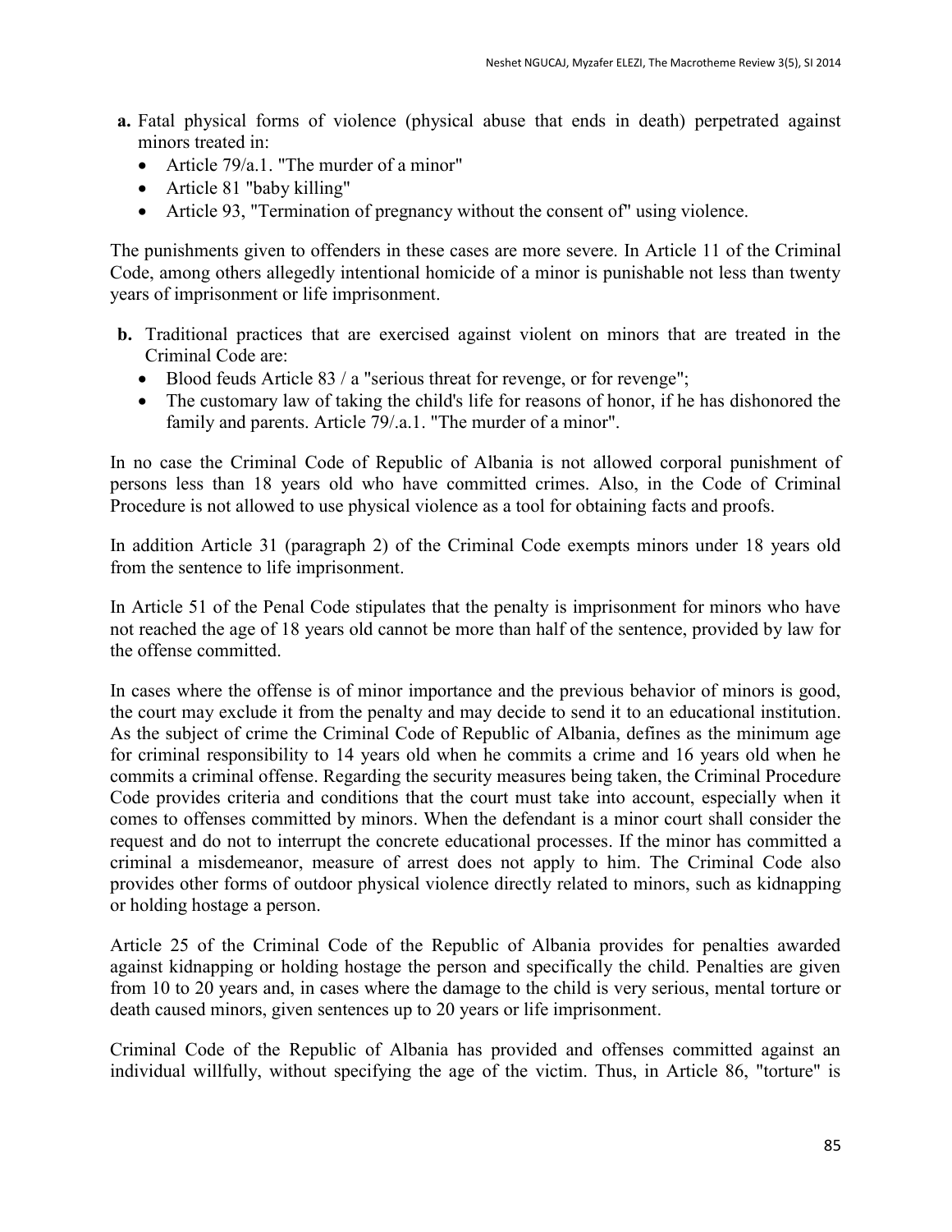**a.** Fatal physical forms of violence (physical abuse that ends in death) perpetrated against minors treated in:

- Article 79/a.1. "The murder of a minor"
- Article 81 "baby killing"
- Article 93, "Termination of pregnancy without the consent of" using violence.

The punishments given to offenders in these cases are more severe. In Article 11 of the Criminal Code, among others allegedly intentional homicide of a minor is punishable not less than twenty years of imprisonment or life imprisonment.

**b.** Traditional practices that are exercised against violent on minors that are treated in the Criminal Code are:

- Blood feuds Article 83 / a "serious threat for revenge, or for revenge";
- The customary law of taking the child's life for reasons of honor, if he has dishonored the family and parents. Article 79/.a.1. "The murder of a minor".

In no case the Criminal Code of Republic of Albania is not allowed corporal punishment of persons less than 18 years old who have committed crimes. Also, in the Code of Criminal Procedure is not allowed to use physical violence as a tool for obtaining facts and proofs.

In addition Article 31 (paragraph 2) of the Criminal Code exempts minors under 18 years old from the sentence to life imprisonment.

In Article 51 of the Penal Code stipulates that the penalty is imprisonment for minors who have not reached the age of 18 years old cannot be more than half of the sentence, provided by law for the offense committed.

In cases where the offense is of minor importance and the previous behavior of minors is good, the court may exclude it from the penalty and may decide to send it to an educational institution. As the subject of crime the Criminal Code of Republic of Albania, defines as the minimum age for criminal responsibility to 14 years old when he commits a crime and 16 years old when he commits a criminal offense. Regarding the security measures being taken, the Criminal Procedure Code provides criteria and conditions that the court must take into account, especially when it comes to offenses committed by minors. When the defendant is a minor court shall consider the request and do not to interrupt the concrete educational processes. If the minor has committed a criminal a misdemeanor, measure of arrest does not apply to him. The Criminal Code also provides other forms of outdoor physical violence directly related to minors, such as kidnapping or holding hostage a person.

Article 25 of the Criminal Code of the Republic of Albania provides for penalties awarded against kidnapping or holding hostage the person and specifically the child. Penalties are given from 10 to 20 years and, in cases where the damage to the child is very serious, mental torture or death caused minors, given sentences up to 20 years or life imprisonment.

Criminal Code of the Republic of Albania has provided and offenses committed against an individual willfully, without specifying the age of the victim. Thus, in Article 86, "torture" is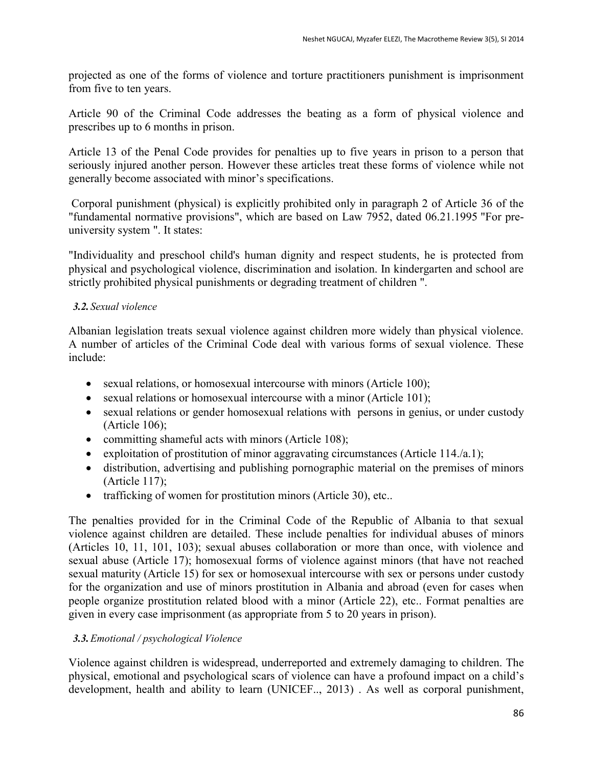projected as one of the forms of violence and torture practitioners punishment is imprisonment from five to ten years.

Article 90 of the Criminal Code addresses the beating as a form of physical violence and prescribes up to 6 months in prison.

Article 13 of the Penal Code provides for penalties up to five years in prison to a person that seriously injured another person. However these articles treat these forms of violence while not generally become associated with minor's specifications.

Corporal punishment (physical) is explicitly prohibited only in paragraph 2 of Article 36 of the "fundamental normative provisions", which are based on Law 7952, dated 06.21.1995 "For pre-university system ". It states:

"Individuality and preschool child's human dignity and respect students, he is protected from physical and psychological violence, discrimination and isolation. In kindergarten and school are strictly prohibited physical punishments or degrading treatment of children ".

### *3.2. Sexual violence*

Albanian legislation treats sexual violence against children more widely than physical violence. A number of articles of the Criminal Code deal with various forms of sexual violence. These include:

- sexual relations, or homosexual intercourse with minors (Article 100);
- sexual relations or homosexual intercourse with a minor (Article 101);
- sexual relations or gender homosexual relations with persons in genius, or under custody (Article 106);
- committing shameful acts with minors (Article 108);
- exploitation of prostitution of minor aggravating circumstances (Article 114./a.1);
- distribution, advertising and publishing pornographic material on the premises of minors (Article 117);
- trafficking of women for prostitution minors (Article 30), etc..

The penalties provided for in the Criminal Code of the Republic of Albania to that sexual violence against children are detailed. These include penalties for individual abuses of minors (Articles 10, 11, 101, 103); sexual abuses collaboration or more than once, with violence and sexual abuse (Article 17); homosexual forms of violence against minors (that have not reached sexual maturity (Article 15) for sex or homosexual intercourse with sex or persons under custody for the organization and use of minors prostitution in Albania and abroad (even for cases when people organize prostitution related blood with a minor (Article 22), etc.. Format penalties are given in every case imprisonment (as appropriate from 5 to 20 years in prison).

### *3.3. Emotional / psychological Violence*

Violence against children is widespread, underreported and extremely damaging to children. The physical, emotional and psychological scars of violence can have a profound impact on a child's development, health and ability to learn (UNICEF.., 2013) . As well as corporal punishment,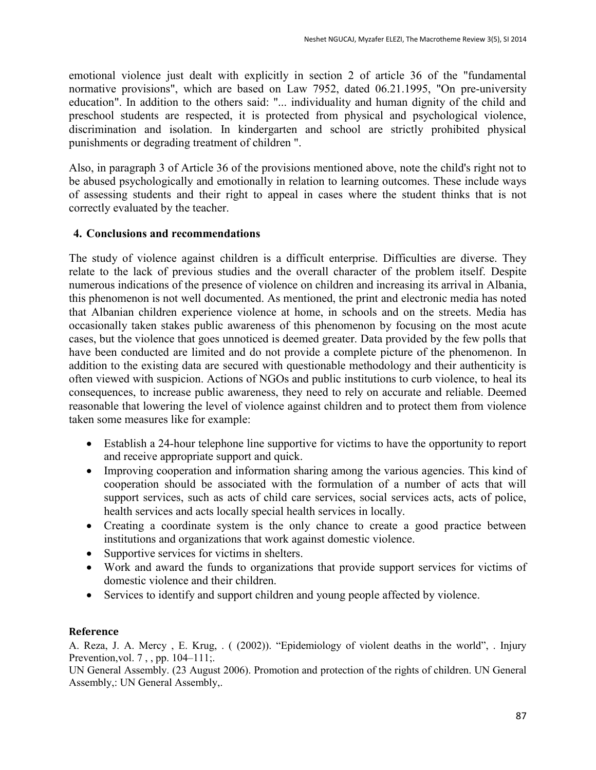emotional violence just dealt with explicitly in section 2 of article 36 of the "fundamental normative provisions", which are based on Law 7952, dated 06.21.1995, "On pre-university education". In addition to the others said: "... individuality and human dignity of the child and preschool students are respected, it is protected from physical and psychological violence, discrimination and isolation. In kindergarten and school are strictly prohibited physical punishments or degrading treatment of children ".

Also, in paragraph 3 of Article 36 of the provisions mentioned above, note the child's right not to be abused psychologically and emotionally in relation to learning outcomes. These include ways of assessing students and their right to appeal in cases where the student thinks that is not correctly evaluated by the teacher.

## 4. Conclusions and recommendations

The study of violence against children is a difficult enterprise. Difficulties are diverse. They relate to the lack of previous studies and the overall character of the problem itself. Despite numerous indications of the presence of violence on children and increasing its arrival in Albania, this phenomenon is not well documented. As mentioned, the print and electronic media has noted that Albanian children experience violence at home, in schools and on the streets. Media has occasionally taken stakes public awareness of this phenomenon by focusing on the most acute cases, but the violence that goes unnoticed is deemed greater. Data provided by the few polls that have been conducted are limited and do not provide a complete picture of the phenomenon. In addition to the existing data are secured with questionable methodology and their authenticity is often viewed with suspicion. Actions of NGOs and public institutions to curb violence, to heal its consequences, to increase public awareness, they need to rely on accurate and reliable. Deemed reasonable that lowering the level of violence against children and to protect them from violence taken some measures like for example:

- Establish a 24-hour telephone line supportive for victims to have the opportunity to report and receive appropriate support and quick.
- Improving cooperation and information sharing among the various agencies. This kind of cooperation should be associated with the formulation of a number of acts that will support services, such as acts of child care services, social services acts, acts of police, health services and acts locally special health services in locally.
- Creating a coordinate system is the only chance to create a good practice between institutions and organizations that work against domestic violence.
- Supportive services for victims in shelters.
- Work and award the funds to organizations that provide support services for victims of domestic violence and their children.
- Services to identify and support children and young people affected by violence.

### Reference

A. Reza, J. A. Mercy , E. Krug, . ( (2002)). "Epidemiology of violent deaths in the world", . Injury Prevention,vol. 7 , , pp. 104–111;.

UN General Assembly. (23 August 2006). Promotion and protection of the rights of children. UN General Assembly,: UN General Assembly,.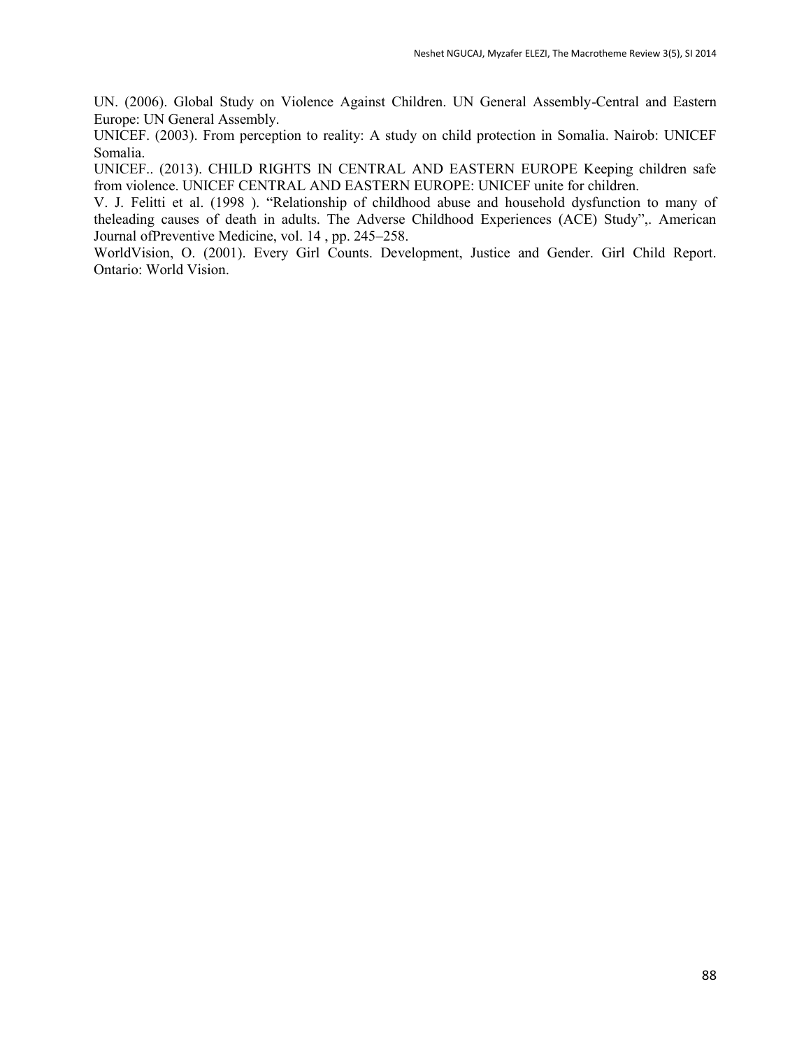UN. (2006). Global Study on Violence Against Children. UN General Assembly-Central and Eastern Europe: UN General Assembly.

UNICEF. (2003). From perception to reality: A study on child protection in Somalia. Nairob: UNICEF Somalia.

UNICEF.. (2013). CHILD RIGHTS IN CENTRAL AND EASTERN EUROPE Keeping children safe from violence. UNICEF CENTRAL AND EASTERN EUROPE: UNICEF unite for children.

V. J. Felitti et al. (1998 ). "Relationship of childhood abuse and household dysfunction to many of theleading causes of death in adults. The Adverse Childhood Experiences (ACE) Study",. American Journal ofPreventive Medicine, vol. 14 , pp. 245–258.

WorldVision, O. (2001). Every Girl Counts. Development, Justice and Gender. Girl Child Report. Ontario: World Vision.